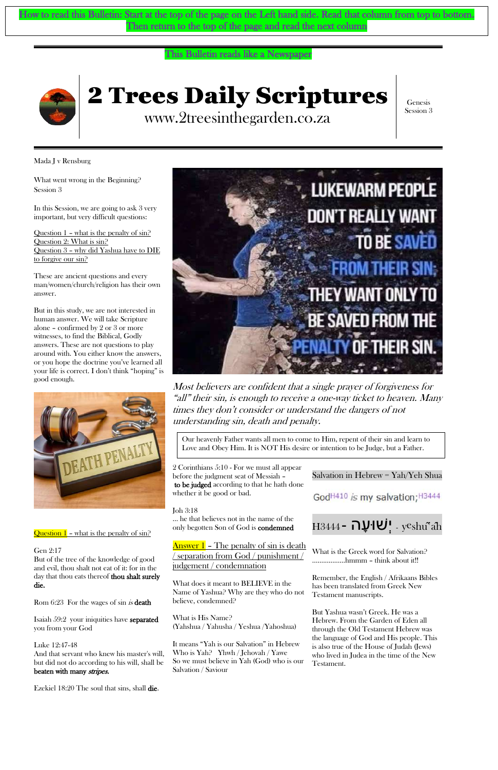How to read this Bulletin: Start at the top of the page on the Left hand side. Read that column from top to bottom. Then return to the top of the page and read the next column

This Bulletin reads like a Newspaper

# 2 Trees Daily Scriptures

www.2treesinthegarden.co.za

Genesis Session 3

Mada J v Rensburg

What went wrong in the Beginning? Session 3

In this Session, we are going to ask 3 very important, but very difficult questions:

Question 1 – what is the penalty of sin?
Question 2: What is sin?
Question 3 – why did Yashua have to DIE to forgive our sin?

These are ancient questions and every man/women/church/religion has their own answer.

But in this study, we are not interested in human answer. We will take Scripture alone – confirmed by 2 or 3 or more witnesses, to find the Biblical, Godly answers. These are not questions to play around with. You either know the answers, or you hope the doctrine you've learned all your life is correct. I don't think "hoping" is good enough.

Question 1 – what is the penalty of sin?

Gen 2:17
But of the tree of the knowledge of good and evil, thou shalt not eat of it: for in the day that thou eats thereof **thou shalt surely die.**

Rom 6:23 For the wages of sin *is* **death**

Isaiah 59:2 your iniquities have **separated** you from your God

Luke 12:47-48
And that servant who knew his master's will, but did not do according to his will, shall be **beaten with many *stripes.***

Ezekiel 18:20 The soul that sins, shall **die**.

LUKEWARM PEOPLE DON'T REALLY WANT TO BE SAVED FROM THEIR SIN; THEY WANT ONLY TO BE SAVED FROM THE PENALTY OF THEIR SIN.

*Most believers are confident that a single prayer of forgiveness for "all" their sin, is enough to receive a one-way ticket to heaven. Many times they don't consider or understand the dangers of not understanding sin, death and penalty.*

Our heavenly Father wants all men to come to Him, repent of their sin and learn to Love and Obey Him. It is NOT His desire or intention to be Judge, but a Father.

2 Corinthians 5:10 - For we must all appear before the judgment seat of Messiah – **to be judged** according to that he hath done whether it be good or bad.

Joh 3:18
… he that believes not in the name of the only begotten Son of God is **condemned**

Answer 1 - The penalty of sin is death / separation from God / punishment / judgement / condemnation

What does it meant to BELIEVE in the Name of Yashua? Why are they who do not believe, condemned?

What is His Name?
(Yahshua / Yahusha / Yeshua /Yahoshua)

It means "Yah is our Salvation" in Hebrew
Who is Yah? Yhwh / Jehovah / Yawe
So we must believe in Yah (God) who is our Salvation / Saviour

Salvation in Hebrew = Yah/Yeh Shua

GodH410 *is* my salvation;H3444

H3444 - יְשׁוּעָה - yeshûʽâh

What is the Greek word for Salvation? ………………hmmm – think about it!!

Remember, the English / Afrikaans Bibles has been translated from Greek New Testament manuscripts.

But Yashua wasn't Greek. He was a Hebrew. From the Garden of Eden all through the Old Testament Hebrew was the language of God and His people. This is also true of the House of Judah (Jews) who lived in Judea in the time of the New Testament.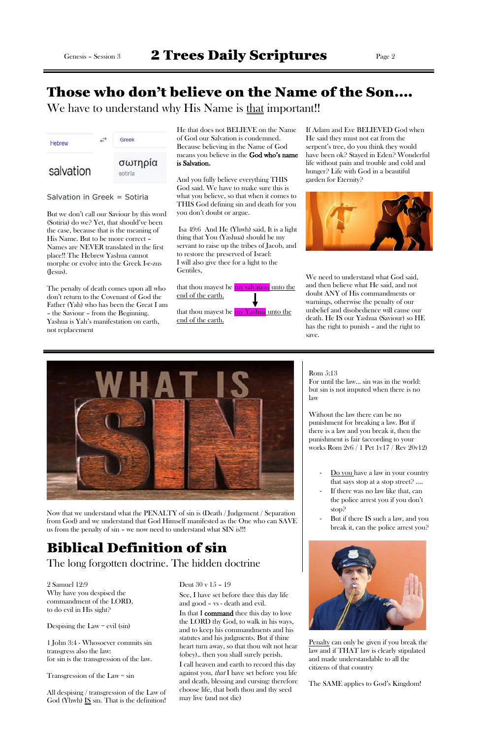# Those who don't believe on the Name of the Son….

We have to understand why His Name is that important!!

Hebrew ⇄ Greek

salvation — σωτηρία (sotiria)

Salvation in Greek = Sotiria

But we don't call our Saviour by this word (Sotiria) do we? Yet, that should've been the case, because that is the meaning of His Name. But to be more correct – Names are NEVER translated in the first place!! The Hebrew Yashua cannot morphe or evolve into the Greek I-e-zus (Jesus).

The penalty of death comes upon all who don't return to the Covenant of God the Father (Yah) who has been the Great I am – the Saviour – from the Beginning. Yashua is Yah's manifestation on earth, not replacement

He that does not BELIEVE on the Name of God our Salvation is condemned. Because believing in the Name of God means you believe in the **God who's name is Salvation.**

And you fully believe everything THIS God said. We have to make sure this is what you believe, so that when it comes to THIS God defining sin and death for you you don't doubt or argue.

Isa 49:6 And He (Yhwh) said, It is a light thing that You (Yashua) should be my servant to raise up the tribes of Jacob, and to restore the preserved of Israel: I will also give thee for a light to the Gentiles,

that thou mayest be my salvation unto the end of the earth.

↓

that thou mayest be my Yashua unto the end of the earth.

If Adam and Eve BELIEVED God when He said they must not eat from the serpent's tree, do you think they would have been ok? Stayed in Eden? Wonderful life without pain and trouble and cold and hunger? Life with God in a beautiful garden for Eternity?

We need to understand what God said, and then believe what He said, and not doubt ANY of His commandments or warnings, otherwise the penalty of our unbelief and disobedience will cause our death. He IS our Yashua (Saviour) so HE has the right to punish – and the right to save.

Now that we understand what the PENALTY of sin is (Death / Judgement / Separation from God) and we understand that God Himself manifested as the One who can SAVE us from the penalty of sin – we now need to understand what SIN is!!!

Rom 5:13
For until the law… sin was in the world: but sin is not imputed when there is no law

Without the law there can be no punishment for breaking a law. But if there is a law and you break it, then the punishment is fair (according to your works Rom 2v6 / 1 Pet 1v17 / Rev 20v12)

- Do you have a law in your country that says stop at a stop street? ….
- If there was no law like that, can the police arrest you if you don't stop?
- But if there IS such a law, and you break it, can the police arrest you?

Penalty can only be given if you break the law and if THAT law is clearly stipulated and made understandable to all the citizens of that country

The SAME applies to God's Kingdom!

# Biblical Definition of sin

The long forgotten doctrine. The hidden doctrine

2 Samuel 12:9
Why have you despised the commandment of the LORD, to do evil in His sight?

Despising the Law = evil (sin)

1 John 3:4 - Whosoever commits sin transgress also the law: for sin is the transgression of the law.

Transgression of the Law = sin

All despising / transgression of the Law of God (Yhwh) IS sin. That is the definition!

Deut 30 v 15 – 19

See, I have set before thee this day life and good – vs - death and evil.

In that I **command** thee this day to love the LORD thy God, to walk in his ways, and to keep his commandments and his statutes and his judgments. But if thine heart turn away, so that thou wilt not hear (obey).. then you shall surely perish.

I call heaven and earth to record this day against you, *that* I have set before you life and death, blessing and cursing: therefore choose life, that both thou and thy seed may live (and not die)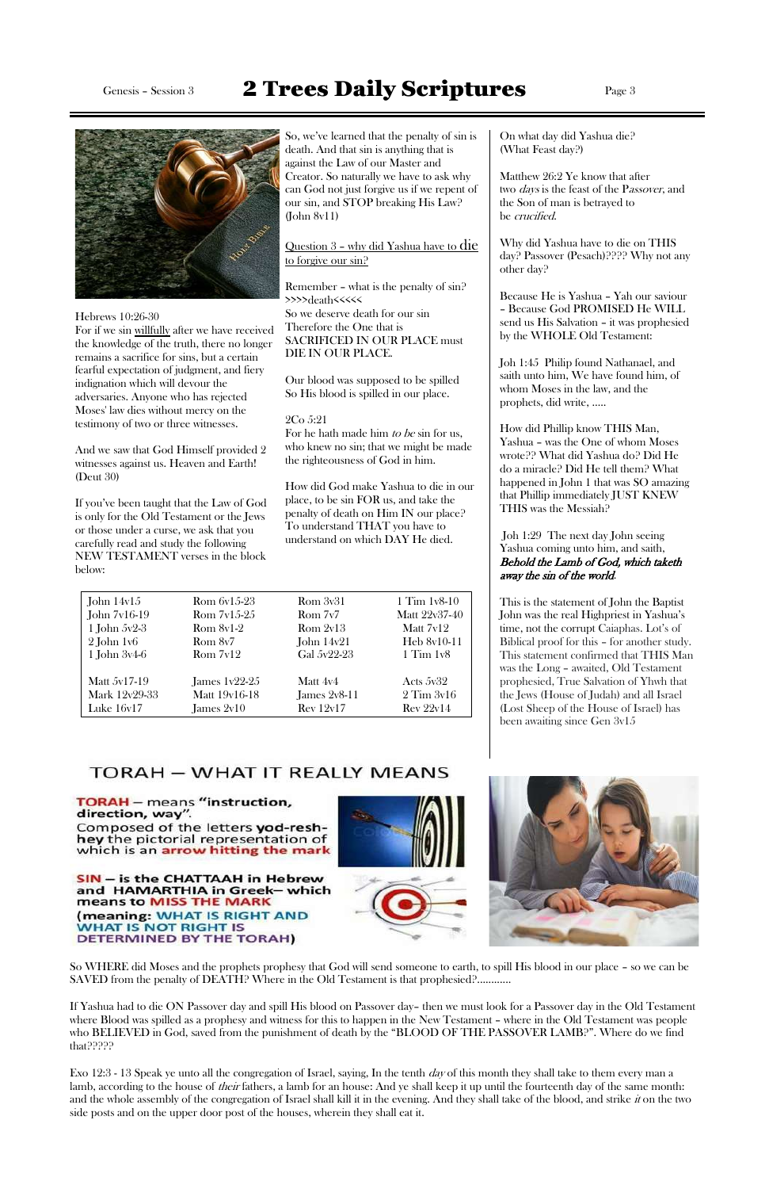# 2 Trees Daily Scriptures

Hebrews 10:26-30
For if we sin willfully after we have received the knowledge of the truth, there no longer remains a sacrifice for sins, but a certain fearful expectation of judgment, and fiery indignation which will devour the adversaries. Anyone who has rejected Moses' law dies without mercy on the testimony of two or three witnesses.

And we saw that God Himself provided 2 witnesses against us. Heaven and Earth! (Deut 30)

If you've been taught that the Law of God is only for the Old Testament or the Jews or those under a curse, we ask that you carefully read and study the following NEW TESTAMENT verses in the block below:

So, we've learned that the penalty of sin is death. And that sin is anything that is against the Law of our Master and Creator. So naturally we have to ask why can God not just forgive us if we repent of our sin, and STOP breaking His Law? (John 8v11)

Question 3 – why did Yashua have to die to forgive our sin?

Remember – what is the penalty of sin?
>>>>death<<<<<
So we deserve death for our sin
Therefore the One that is SACRIFICED IN OUR PLACE must DIE IN OUR PLACE.

Our blood was supposed to be spilled
So His blood is spilled in our place.

2Co 5:21
For he hath made him *to be* sin for us, who knew no sin; that we might be made the righteousness of God in him.

How did God make Yashua to die in our place, to be sin FOR us, and take the penalty of death on Him IN our place? To understand THAT you have to understand on which DAY He died.

On what day did Yashua die? (What Feast day?)

Matthew 26:2 Ye know that after two *days* is the feast of the Passover, and the Son of man is betrayed to be *crucified.*

Why did Yashua have to die on THIS day? Passover (Pesach)???? Why not any other day?

Because He is Yashua – Yah our saviour – Because God PROMISED He WILL send us His Salvation – it was prophesied by the WHOLE Old Testament:

Joh 1:45 Philip found Nathanael, and saith unto him, We have found him, of whom Moses in the law, and the prophets, did write, .....

How did Phillip know THIS Man, Yashua – was the One of whom Moses wrote?? What did Yashua do? Did He do a miracle? Did He tell them? What happened in John 1 that was SO amazing that Phillip immediately JUST KNEW THIS was the Messiah?

Joh 1:29 The next day John seeing Yashua coming unto him, and saith, ***Behold the Lamb of God, which taketh away the sin of the world.***

This is the statement of John the Baptist John was the real Highpriest in Yashua's time, not the corrupt Caiaphas. Lot's of Biblical proof for this – for another study. This statement confirmed that THIS Man was the Long – awaited, Old Testament prophesied, True Salvation of Yhwh that the Jews (House of Judah) and all Israel (Lost Sheep of the House of Israel) has been awaiting since Gen 3v15

| | | | |
|---|---|---|---|
| John 14v15 | Rom 6v15-23 | Rom 3v31 | 1 Tim 1v8-10 |
| John 7v16-19 | Rom 7v15-25 | Rom 7v7 | Matt 22v37-40 |
| 1 John 5v2-3 | Rom 8v1-2 | Rom 2v13 | Matt 7v12 |
| 2 John 1v6 | Rom 8v7 | John 14v21 | Heb 8v10-11 |
| 1 John 3v4-6 | Rom 7v12 | Gal 5v22-23 | 1 Tim 1v8 |
| Matt 5v17-19 | James 1v22-25 | Matt 4v4 | Acts 5v32 |
| Mark 12v29-33 | Matt 19v16-18 | James 2v8-11 | 2 Tim 3v16 |
| Luke 16v17 | James 2v10 | Rev 12v17 | Rev 22v14 |

## TORAH – WHAT IT REALLY MEANS

**TORAH – means "instruction, direction, way".**
Composed of the letters **yod-resh-hey** the pictorial representation of which is an **arrow hitting the mark**

**SIN – is the CHATTAAH in Hebrew and HAMARTHIA in Greek– which means to MISS THE MARK**
**(meaning: WHAT IS RIGHT AND WHAT IS NOT RIGHT IS DETERMINED BY THE TORAH)**

So WHERE did Moses and the prophets prophesy that God will send someone to earth, to spill His blood in our place – so we can be SAVED from the penalty of DEATH? Where in the Old Testament is that prophesied?...........

If Yashua had to die ON Passover day and spill His blood on Passover day– then we must look for a Passover day in the Old Testament where Blood was spilled as a prophesy and witness for this to happen in the New Testament – where in the Old Testament was people who BELIEVED in God, saved from the punishment of death by the "BLOOD OF THE PASSOVER LAMB?". Where do we find that?????

Exo 12:3 - 13 Speak ye unto all the congregation of Israel, saying, In the tenth *day* of this month they shall take to them every man a lamb, according to the house of *their* fathers, a lamb for an house: And ye shall keep it up until the fourteenth day of the same month: and the whole assembly of the congregation of Israel shall kill it in the evening. And they shall take of the blood, and strike *it* on the two side posts and on the upper door post of the houses, wherein they shall eat it.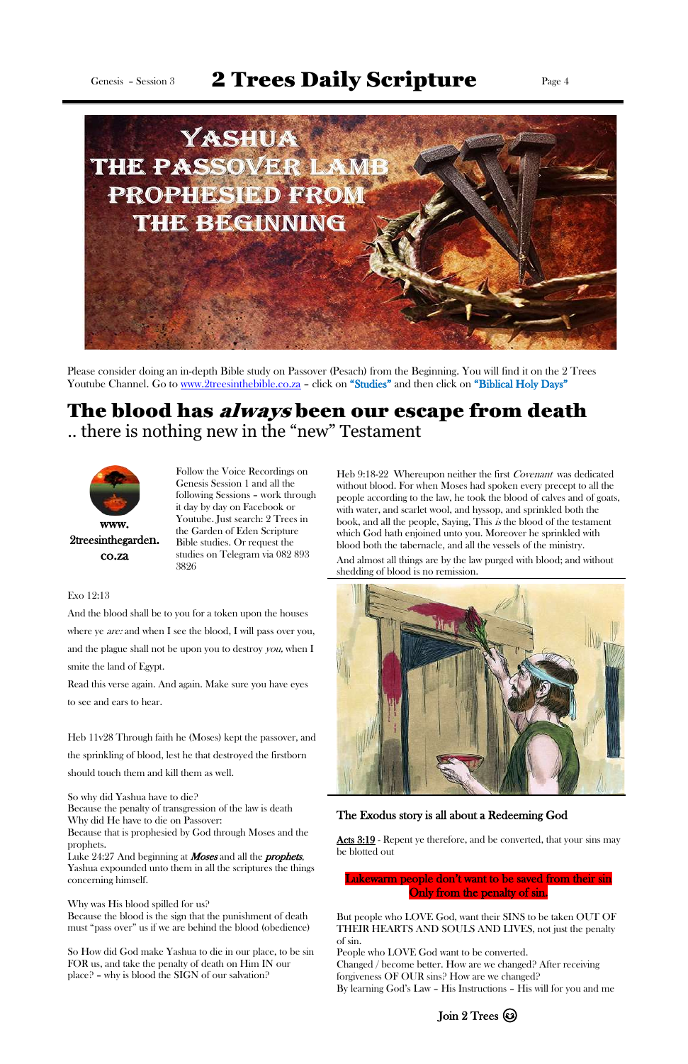# YASHUA THE PASSOVER LAMB PROPHESIED FROM THE BEGINNING

Please consider doing an in-depth Bible study on Passover (Pesach) from the Beginning. You will find it on the 2 Trees Youtube Channel. Go to www.2treesinthebible.co.za – click on **"Studies"** and then click on **"Biblical Holy Days"**

## The blood has *always* been our escape from death

.. there is nothing new in the "new" Testament

www.2treesinthegarden.co.za

Follow the Voice Recordings on Genesis Session 1 and all the following Sessions – work through it day by day on Facebook or Youtube. Just search: 2 Trees in the Garden of Eden Scripture Bible studies. Or request the studies on Telegram via 082 893 3826

Exo 12:13

And the blood shall be to you for a token upon the houses where ye *are:* and when I see the blood, I will pass over you, and the plague shall not be upon you to destroy *you,* when I smite the land of Egypt.

Read this verse again. And again. Make sure you have eyes to see and ears to hear.

Heb 11v28 Through faith he (Moses) kept the passover, and the sprinkling of blood, lest he that destroyed the firstborn should touch them and kill them as well.

So why did Yashua have to die?
Because the penalty of transgression of the law is death
Why did He have to die on Passover:
Because that is prophesied by God through Moses and the prophets.
Luke 24:27 And beginning at ***Moses*** and all the ***prophets***, Yashua expounded unto them in all the scriptures the things concerning himself.

Why was His blood spilled for us?
Because the blood is the sign that the punishment of death must "pass over" us if we are behind the blood (obedience)

So How did God make Yashua to die in our place, to be sin FOR us, and take the penalty of death on Him IN our place? – why is blood the SIGN of our salvation?

Heb 9:18-22 Whereupon neither the first *Covenant* was dedicated without blood. For when Moses had spoken every precept to all the people according to the law, he took the blood of calves and of goats, with water, and scarlet wool, and hyssop, and sprinkled both the book, and all the people, Saying, This *is* the blood of the testament which God hath enjoined unto you. Moreover he sprinkled with blood both the tabernacle, and all the vessels of the ministry.

And almost all things are by the law purged with blood; and without shedding of blood is no remission.

The Exodus story is all about a Redeeming God

Acts 3:19 - Repent ye therefore, and be converted, that your sins may be blotted out

**Lukewarm people don't want to be saved from their sin Only from the penalty of sin.**

But people who LOVE God, want their SINS to be taken OUT OF THEIR HEARTS AND SOULS AND LIVES, not just the penalty of sin.
People who LOVE God want to be converted.
Changed / become better. How are we changed? After receiving forgiveness OF OUR sins? How are we changed?
By learning God's Law – His Instructions – His will for you and me

Join 2 Trees ☺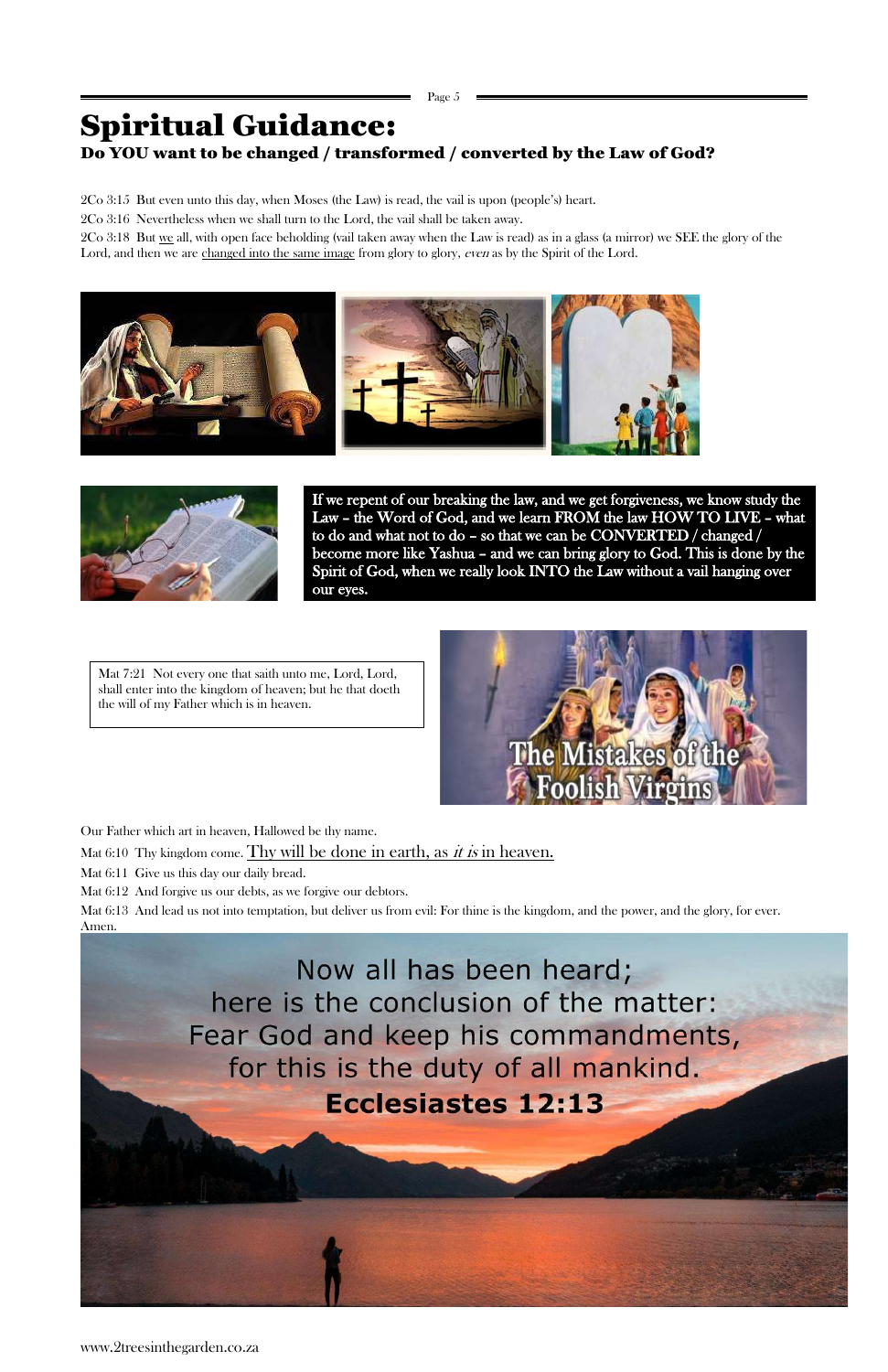# Spiritual Guidance:

### Do YOU want to be changed / transformed / converted by the Law of God?

2Co 3:15 But even unto this day, when Moses (the Law) is read, the vail is upon (people's) heart.

2Co 3:16 Nevertheless when we shall turn to the Lord, the vail shall be taken away.

2Co 3:18 But we all, with open face beholding (vail taken away when the Law is read) as in a glass (a mirror) we SEE the glory of the Lord, and then we are changed into the same image from glory to glory, *even* as by the Spirit of the Lord.

**If we repent of our breaking the law, and we get forgiveness, we know study the Law – the Word of God, and we learn FROM the law HOW TO LIVE – what to do and what not to do – so that we can be CONVERTED / changed / become more like Yashua – and we can bring glory to God. This is done by the Spirit of God, when we really look INTO the Law without a vail hanging over our eyes.**

Mat 7:21 Not every one that saith unto me, Lord, Lord, shall enter into the kingdom of heaven; but he that doeth the will of my Father which is in heaven.

The Mistakes of the Foolish Virgins

Our Father which art in heaven, Hallowed be thy name.

Mat 6:10 Thy kingdom come. Thy will be done in earth, as *it is* in heaven.

Mat 6:11 Give us this day our daily bread.

Mat 6:12 And forgive us our debts, as we forgive our debtors.

Mat 6:13 And lead us not into temptation, but deliver us from evil: For thine is the kingdom, and the power, and the glory, for ever. Amen.

Now all has been heard;
here is the conclusion of the matter:
Fear God and keep his commandments,
for this is the duty of all mankind.
**Ecclesiastes 12:13**

www.2treesinthegarden.co.za